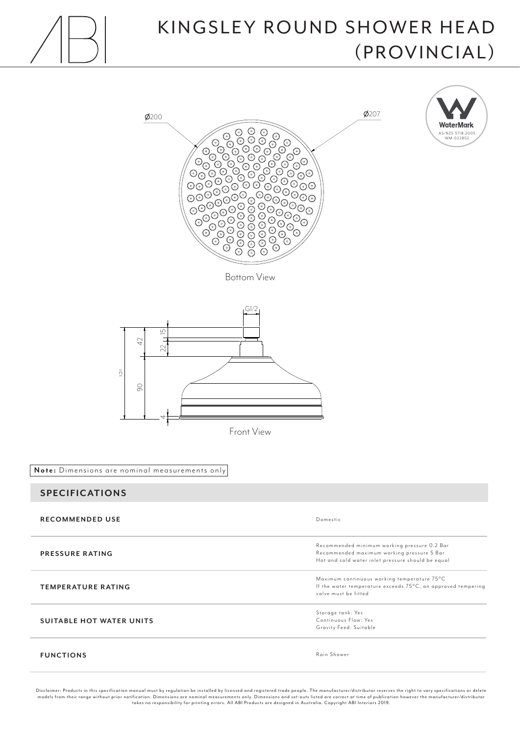# KINGSLEY ROUND SHOWER HEAD (PROVINCIAL)

Ø200

Ø207

WaterMark
AS/NZS 3718:2005
WM-022852

Bottom View

G1/2

15

42

22

151

90

4

Front View

**Note:** Dimensions are nominal measurements only

## SPECIFICATIONS

| | |
|---|---|
| **RECOMMENDED USE** | Domestic |
| **PRESSURE RATING** | Recommended minimum working pressure 0.2 Bar<br>Recommended maximum working pressure 5 Bar<br>Hot and cold water inlet pressure should be equal |
| **TEMPERATURE RATING** | Maximum continuous working temperature 75°C<br>If the water temperature exceeds 75°C, an approved tempering valve must be fitted |
| **SUITABLE HOT WATER UNITS** | Storage tank: Yes<br>Continuous Flow: Yes<br>Gravity Feed: Suitable |
| **FUNCTIONS** | Rain Shower |

Disclaimer: Products in this specification manual must by regulation be installed by licensed and registered trade people. The manufacturer/distributor reserves the right to vary specifications or delete models from their range without prior notification. Dimensions are nominal measurements only. Dimensions and set-outs listed are correct at time of publication however the manufacturer/distributor takes no responsibility for printing errors. All ABI Products are designed in Australia. Copyright ABI Interiors 2019.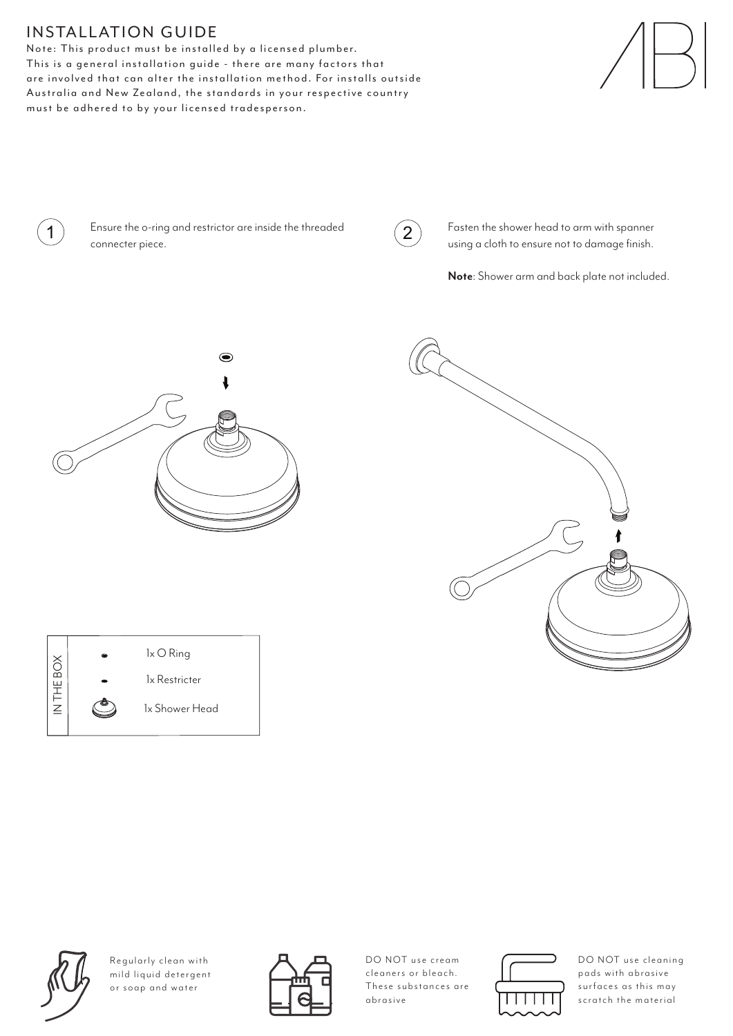# INSTALLATION GUIDE

Note: This product must be installed by a licensed plumber. This is a general installation guide - there are many factors that are involved that can alter the installation method. For installs outside Australia and New Zealand, the standards in your respective country must be adhered to by your licensed tradesperson.

1. Ensure the o-ring and restrictor are inside the threaded connecter piece.

2. Fasten the shower head to arm with spanner using a cloth to ensure not to damage finish.

   **Note**: Shower arm and back plate not included.

**IN THE BOX**

- 1x O Ring
- 1x Restricter
- 1x Shower Head

Regularly clean with mild liquid detergent or soap and water

DO NOT use cream cleaners or bleach. These substances are abrasive

DO NOT use cleaning pads with abrasive surfaces as this may scratch the material